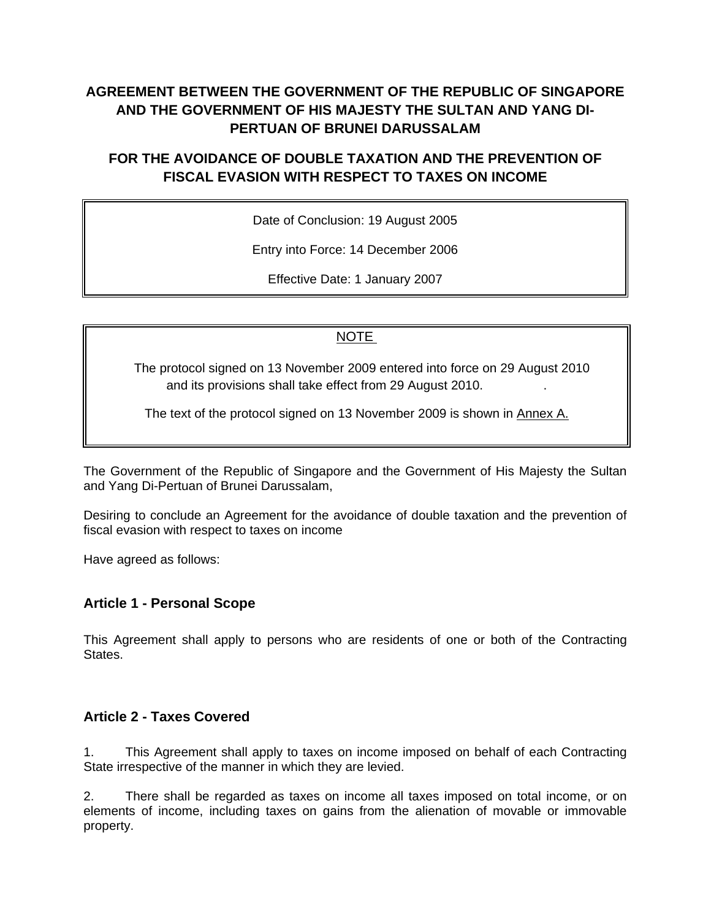# AGREEMENT BETWEEN THE GOVERNMENT OF THE REPUBLIC OF SINGAPORE AND THE GOVERNMENT OF HIS MAJESTY THE SULTAN AND YANG DI-PERTUAN OF BRUNEI DARUSSALAM

# FOR THE AVOIDANCE OF DOUBLE TAXATION AND THE PREVENTION OF FISCAL EVASION WITH RESPECT TO TAXES ON INCOME

Date of Conclusion: 19 August 2005

Entry into Force: 14 December 2006

Effective Date: 1 January 2007

NOTE

The protocol signed on 13 November 2009 entered into force on 29 August 2010 and its provisions shall take effect from 29 August 2010.

The text of the protocol signed on 13 November 2009 is shown in Annex A.

The Government of the Republic of Singapore and the Government of His Majesty the Sultan and Yang Di-Pertuan of Brunei Darussalam,

Desiring to conclude an Agreement for the avoidance of double taxation and the prevention of fiscal evasion with respect to taxes on income

Have agreed as follows:

## Article 1 - Personal Scope

This Agreement shall apply to persons who are residents of one or both of the Contracting States.

## Article 2 - Taxes Covered

1. This Agreement shall apply to taxes on income imposed on behalf of each Contracting State irrespective of the manner in which they are levied.

2. There shall be regarded as taxes on income all taxes imposed on total income, or on elements of income, including taxes on gains from the alienation of movable or immovable property.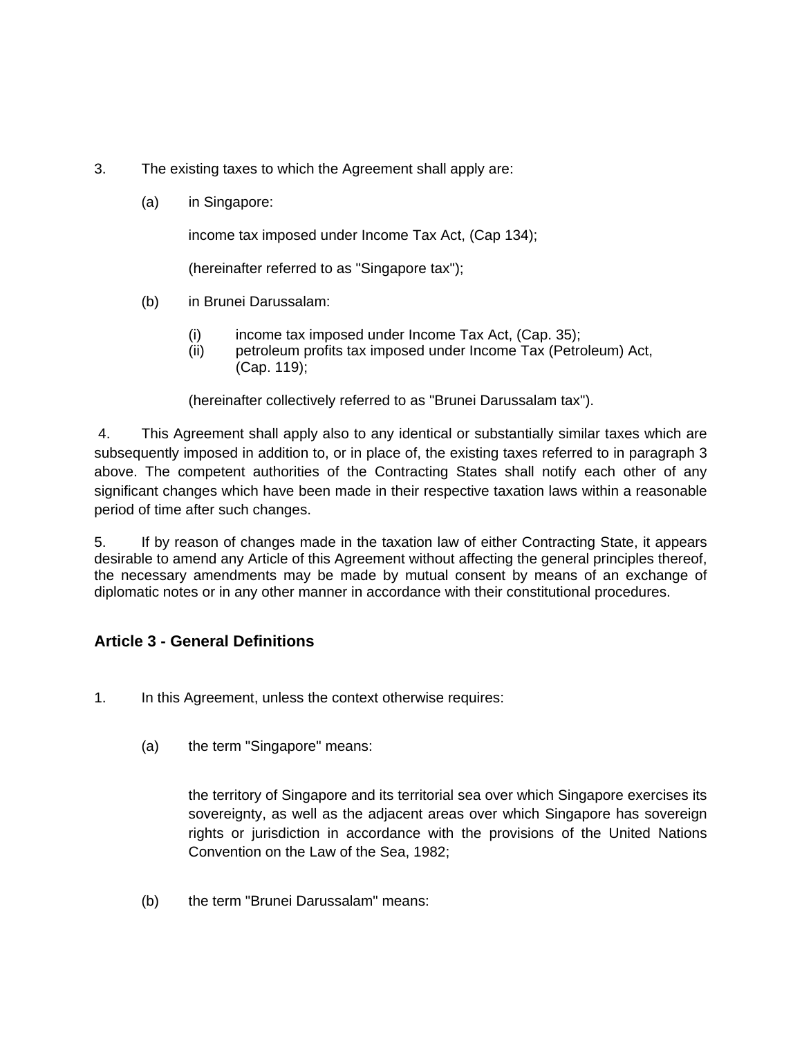3. The existing taxes to which the Agreement shall apply are:

(a) in Singapore:

income tax imposed under Income Tax Act, (Cap 134);

(hereinafter referred to as "Singapore tax");

(b) in Brunei Darussalam:

(i) income tax imposed under Income Tax Act, (Cap. 35);
(ii) petroleum profits tax imposed under Income Tax (Petroleum) Act, (Cap. 119);

(hereinafter collectively referred to as "Brunei Darussalam tax").

4. This Agreement shall apply also to any identical or substantially similar taxes which are subsequently imposed in addition to, or in place of, the existing taxes referred to in paragraph 3 above. The competent authorities of the Contracting States shall notify each other of any significant changes which have been made in their respective taxation laws within a reasonable period of time after such changes.

5. If by reason of changes made in the taxation law of either Contracting State, it appears desirable to amend any Article of this Agreement without affecting the general principles thereof, the necessary amendments may be made by mutual consent by means of an exchange of diplomatic notes or in any other manner in accordance with their constitutional procedures.

## Article 3 - General Definitions

1. In this Agreement, unless the context otherwise requires:

(a) the term "Singapore" means:

the territory of Singapore and its territorial sea over which Singapore exercises its sovereignty, as well as the adjacent areas over which Singapore has sovereign rights or jurisdiction in accordance with the provisions of the United Nations Convention on the Law of the Sea, 1982;

(b) the term "Brunei Darussalam" means: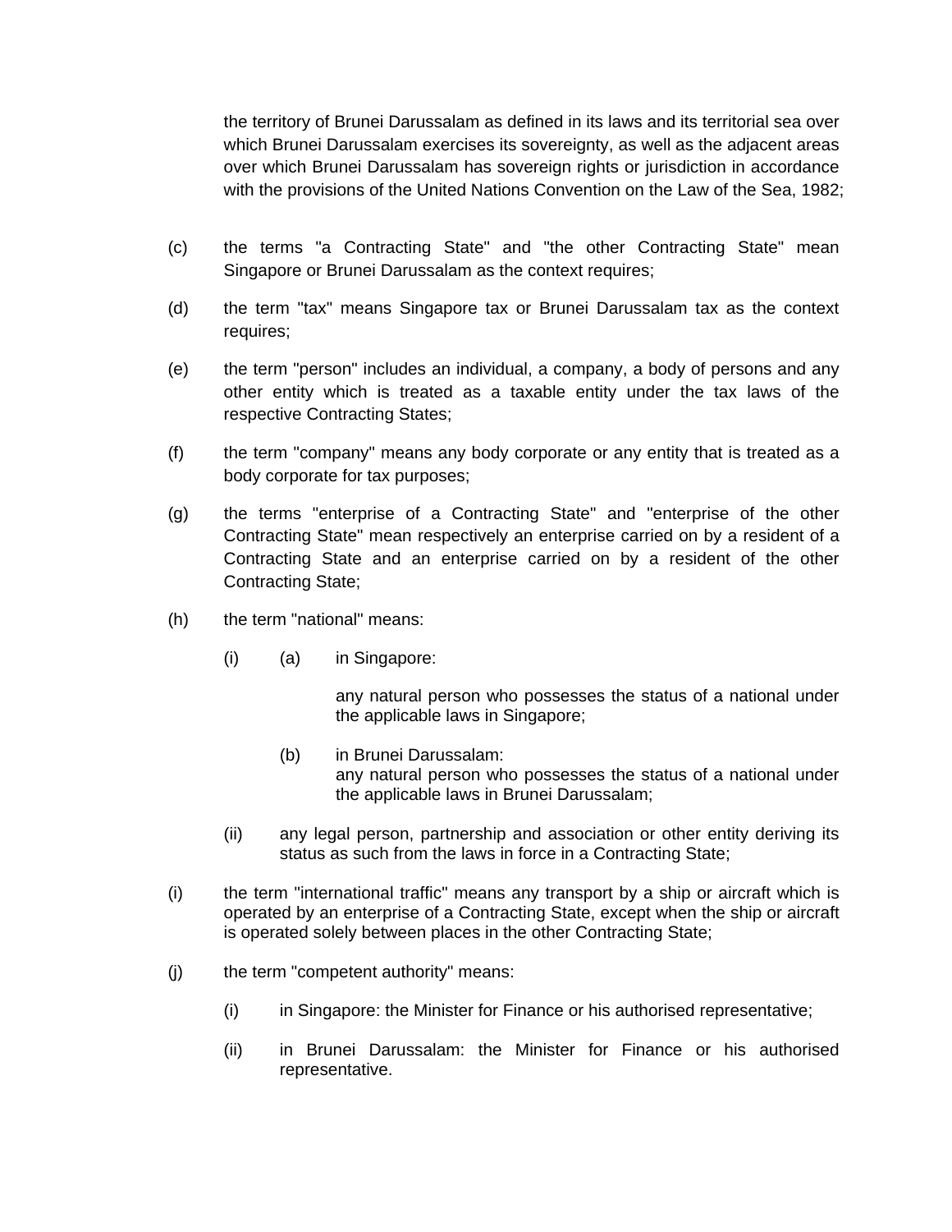the territory of Brunei Darussalam as defined in its laws and its territorial sea over which Brunei Darussalam exercises its sovereignty, as well as the adjacent areas over which Brunei Darussalam has sovereign rights or jurisdiction in accordance with the provisions of the United Nations Convention on the Law of the Sea, 1982;

(c) the terms "a Contracting State" and "the other Contracting State" mean Singapore or Brunei Darussalam as the context requires;

(d) the term "tax" means Singapore tax or Brunei Darussalam tax as the context requires;

(e) the term "person" includes an individual, a company, a body of persons and any other entity which is treated as a taxable entity under the tax laws of the respective Contracting States;

(f) the term "company" means any body corporate or any entity that is treated as a body corporate for tax purposes;

(g) the terms "enterprise of a Contracting State" and "enterprise of the other Contracting State" mean respectively an enterprise carried on by a resident of a Contracting State and an enterprise carried on by a resident of the other Contracting State;

(h) the term "national" means:

 (i) (a) in Singapore:

 any natural person who possesses the status of a national under the applicable laws in Singapore;

 (b) in Brunei Darussalam:
 any natural person who possesses the status of a national under the applicable laws in Brunei Darussalam;

 (ii) any legal person, partnership and association or other entity deriving its status as such from the laws in force in a Contracting State;

(i) the term "international traffic" means any transport by a ship or aircraft which is operated by an enterprise of a Contracting State, except when the ship or aircraft is operated solely between places in the other Contracting State;

(j) the term "competent authority" means:

 (i) in Singapore: the Minister for Finance or his authorised representative;

 (ii) in Brunei Darussalam: the Minister for Finance or his authorised representative.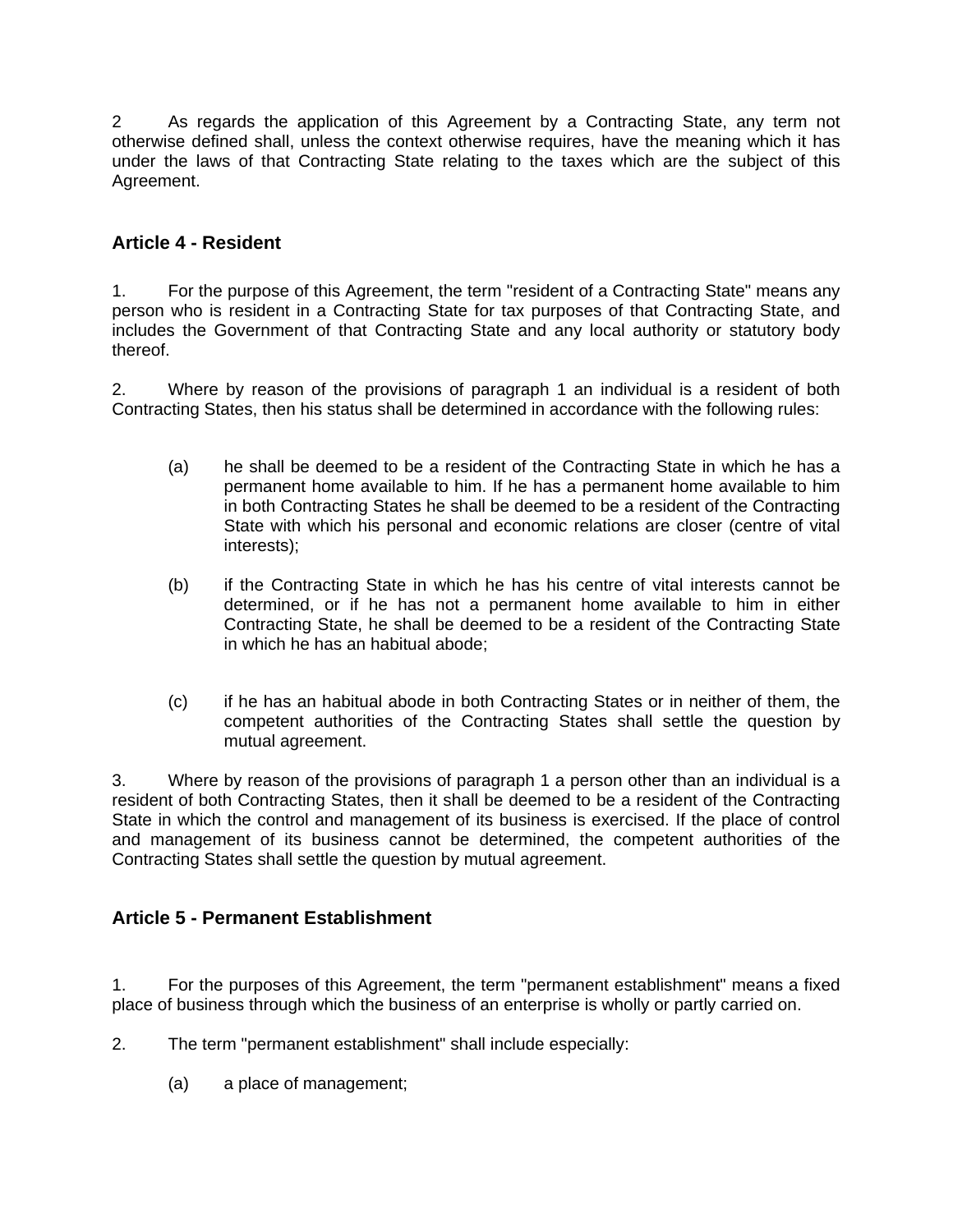2 As regards the application of this Agreement by a Contracting State, any term not otherwise defined shall, unless the context otherwise requires, have the meaning which it has under the laws of that Contracting State relating to the taxes which are the subject of this Agreement.

### Article 4 - Resident

1. For the purpose of this Agreement, the term "resident of a Contracting State" means any person who is resident in a Contracting State for tax purposes of that Contracting State, and includes the Government of that Contracting State and any local authority or statutory body thereof.

2. Where by reason of the provisions of paragraph 1 an individual is a resident of both Contracting States, then his status shall be determined in accordance with the following rules:

   (a) he shall be deemed to be a resident of the Contracting State in which he has a permanent home available to him. If he has a permanent home available to him in both Contracting States he shall be deemed to be a resident of the Contracting State with which his personal and economic relations are closer (centre of vital interests);

   (b) if the Contracting State in which he has his centre of vital interests cannot be determined, or if he has not a permanent home available to him in either Contracting State, he shall be deemed to be a resident of the Contracting State in which he has an habitual abode;

   (c) if he has an habitual abode in both Contracting States or in neither of them, the competent authorities of the Contracting States shall settle the question by mutual agreement.

3. Where by reason of the provisions of paragraph 1 a person other than an individual is a resident of both Contracting States, then it shall be deemed to be a resident of the Contracting State in which the control and management of its business is exercised. If the place of control and management of its business cannot be determined, the competent authorities of the Contracting States shall settle the question by mutual agreement.

### Article 5 - Permanent Establishment

1. For the purposes of this Agreement, the term "permanent establishment" means a fixed place of business through which the business of an enterprise is wholly or partly carried on.

2. The term "permanent establishment" shall include especially:

   (a) a place of management;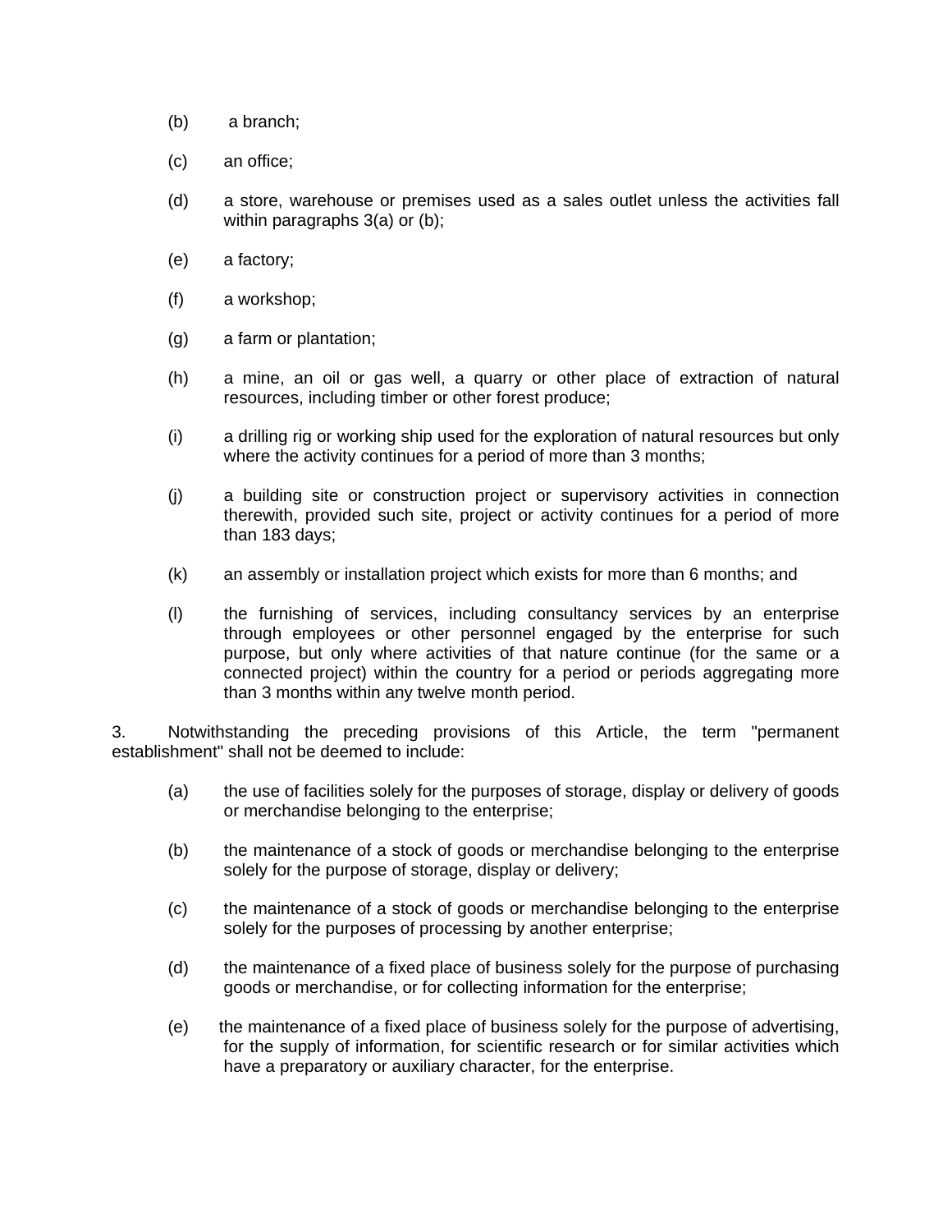(b) a branch;

(c) an office;

(d) a store, warehouse or premises used as a sales outlet unless the activities fall within paragraphs 3(a) or (b);

(e) a factory;

(f) a workshop;

(g) a farm or plantation;

(h) a mine, an oil or gas well, a quarry or other place of extraction of natural resources, including timber or other forest produce;

(i) a drilling rig or working ship used for the exploration of natural resources but only where the activity continues for a period of more than 3 months;

(j) a building site or construction project or supervisory activities in connection therewith, provided such site, project or activity continues for a period of more than 183 days;

(k) an assembly or installation project which exists for more than 6 months; and

(l) the furnishing of services, including consultancy services by an enterprise through employees or other personnel engaged by the enterprise for such purpose, but only where activities of that nature continue (for the same or a connected project) within the country for a period or periods aggregating more than 3 months within any twelve month period.

3. Notwithstanding the preceding provisions of this Article, the term "permanent establishment" shall not be deemed to include:

(a) the use of facilities solely for the purposes of storage, display or delivery of goods or merchandise belonging to the enterprise;

(b) the maintenance of a stock of goods or merchandise belonging to the enterprise solely for the purpose of storage, display or delivery;

(c) the maintenance of a stock of goods or merchandise belonging to the enterprise solely for the purposes of processing by another enterprise;

(d) the maintenance of a fixed place of business solely for the purpose of purchasing goods or merchandise, or for collecting information for the enterprise;

(e) the maintenance of a fixed place of business solely for the purpose of advertising, for the supply of information, for scientific research or for similar activities which have a preparatory or auxiliary character, for the enterprise.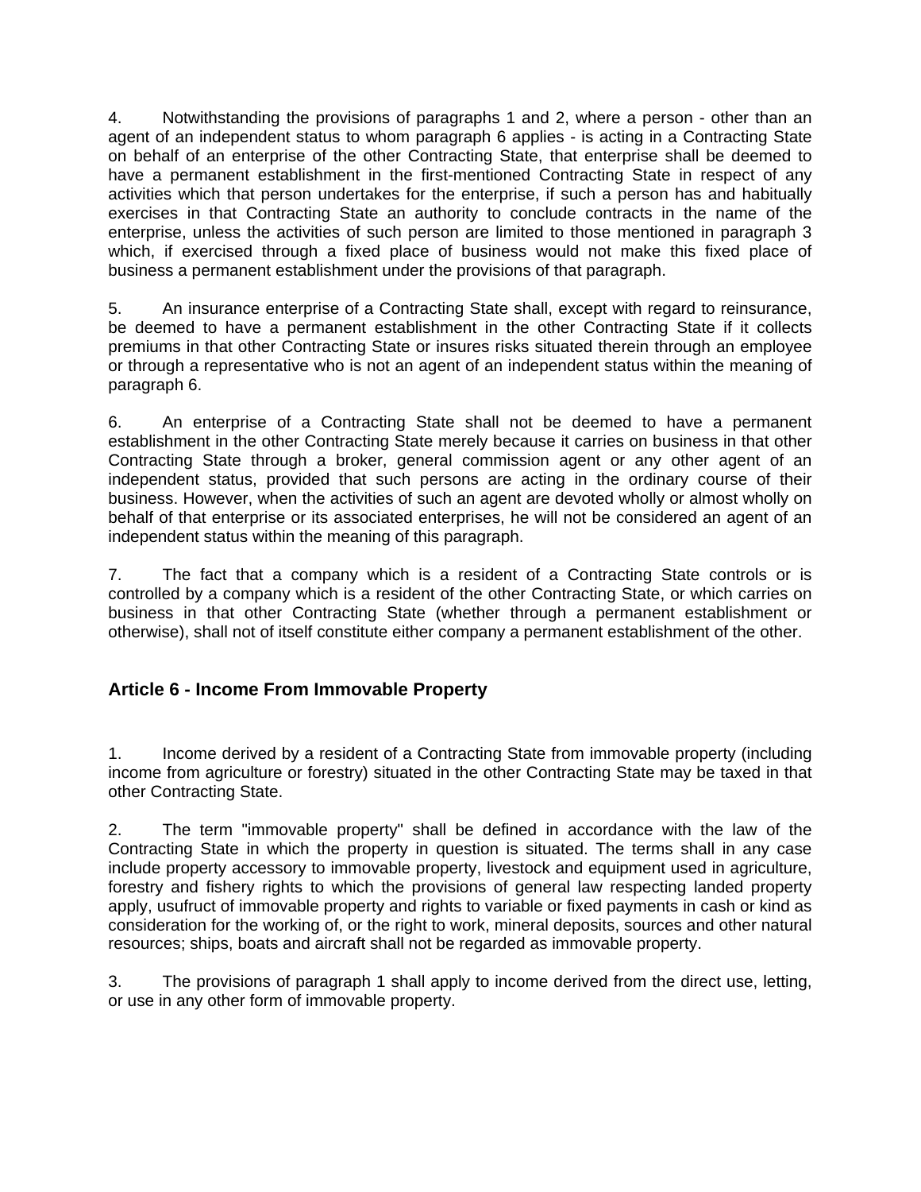4. Notwithstanding the provisions of paragraphs 1 and 2, where a person - other than an agent of an independent status to whom paragraph 6 applies - is acting in a Contracting State on behalf of an enterprise of the other Contracting State, that enterprise shall be deemed to have a permanent establishment in the first-mentioned Contracting State in respect of any activities which that person undertakes for the enterprise, if such a person has and habitually exercises in that Contracting State an authority to conclude contracts in the name of the enterprise, unless the activities of such person are limited to those mentioned in paragraph 3 which, if exercised through a fixed place of business would not make this fixed place of business a permanent establishment under the provisions of that paragraph.

5. An insurance enterprise of a Contracting State shall, except with regard to reinsurance, be deemed to have a permanent establishment in the other Contracting State if it collects premiums in that other Contracting State or insures risks situated therein through an employee or through a representative who is not an agent of an independent status within the meaning of paragraph 6.

6. An enterprise of a Contracting State shall not be deemed to have a permanent establishment in the other Contracting State merely because it carries on business in that other Contracting State through a broker, general commission agent or any other agent of an independent status, provided that such persons are acting in the ordinary course of their business. However, when the activities of such an agent are devoted wholly or almost wholly on behalf of that enterprise or its associated enterprises, he will not be considered an agent of an independent status within the meaning of this paragraph.

7. The fact that a company which is a resident of a Contracting State controls or is controlled by a company which is a resident of the other Contracting State, or which carries on business in that other Contracting State (whether through a permanent establishment or otherwise), shall not of itself constitute either company a permanent establishment of the other.

## Article 6 - Income From Immovable Property

1. Income derived by a resident of a Contracting State from immovable property (including income from agriculture or forestry) situated in the other Contracting State may be taxed in that other Contracting State.

2. The term "immovable property" shall be defined in accordance with the law of the Contracting State in which the property in question is situated. The terms shall in any case include property accessory to immovable property, livestock and equipment used in agriculture, forestry and fishery rights to which the provisions of general law respecting landed property apply, usufruct of immovable property and rights to variable or fixed payments in cash or kind as consideration for the working of, or the right to work, mineral deposits, sources and other natural resources; ships, boats and aircraft shall not be regarded as immovable property.

3. The provisions of paragraph 1 shall apply to income derived from the direct use, letting, or use in any other form of immovable property.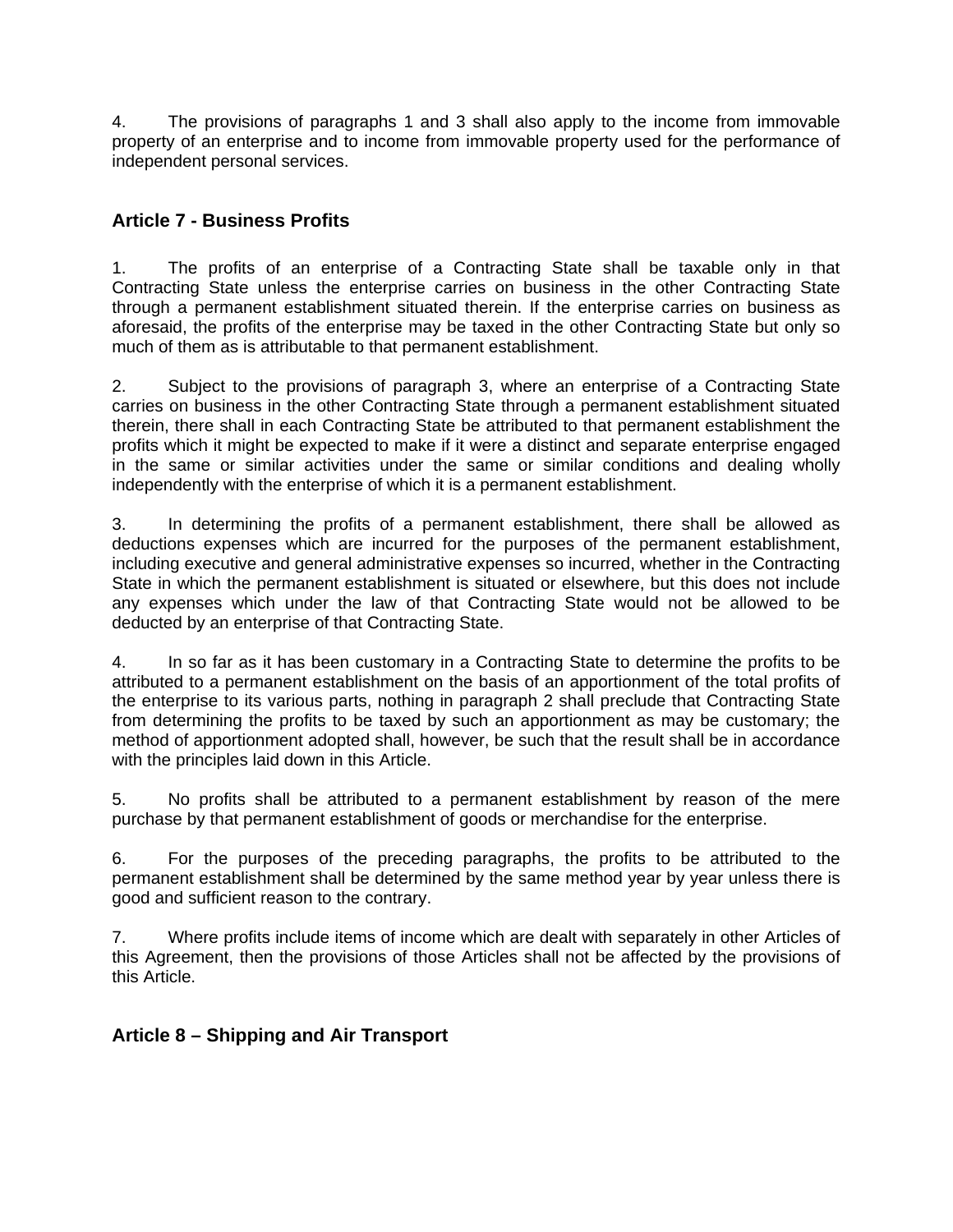4. The provisions of paragraphs 1 and 3 shall also apply to the income from immovable property of an enterprise and to income from immovable property used for the performance of independent personal services.

## Article 7 - Business Profits

1. The profits of an enterprise of a Contracting State shall be taxable only in that Contracting State unless the enterprise carries on business in the other Contracting State through a permanent establishment situated therein. If the enterprise carries on business as aforesaid, the profits of the enterprise may be taxed in the other Contracting State but only so much of them as is attributable to that permanent establishment.

2. Subject to the provisions of paragraph 3, where an enterprise of a Contracting State carries on business in the other Contracting State through a permanent establishment situated therein, there shall in each Contracting State be attributed to that permanent establishment the profits which it might be expected to make if it were a distinct and separate enterprise engaged in the same or similar activities under the same or similar conditions and dealing wholly independently with the enterprise of which it is a permanent establishment.

3. In determining the profits of a permanent establishment, there shall be allowed as deductions expenses which are incurred for the purposes of the permanent establishment, including executive and general administrative expenses so incurred, whether in the Contracting State in which the permanent establishment is situated or elsewhere, but this does not include any expenses which under the law of that Contracting State would not be allowed to be deducted by an enterprise of that Contracting State.

4. In so far as it has been customary in a Contracting State to determine the profits to be attributed to a permanent establishment on the basis of an apportionment of the total profits of the enterprise to its various parts, nothing in paragraph 2 shall preclude that Contracting State from determining the profits to be taxed by such an apportionment as may be customary; the method of apportionment adopted shall, however, be such that the result shall be in accordance with the principles laid down in this Article.

5. No profits shall be attributed to a permanent establishment by reason of the mere purchase by that permanent establishment of goods or merchandise for the enterprise.

6. For the purposes of the preceding paragraphs, the profits to be attributed to the permanent establishment shall be determined by the same method year by year unless there is good and sufficient reason to the contrary.

7. Where profits include items of income which are dealt with separately in other Articles of this Agreement, then the provisions of those Articles shall not be affected by the provisions of this Article.

## Article 8 – Shipping and Air Transport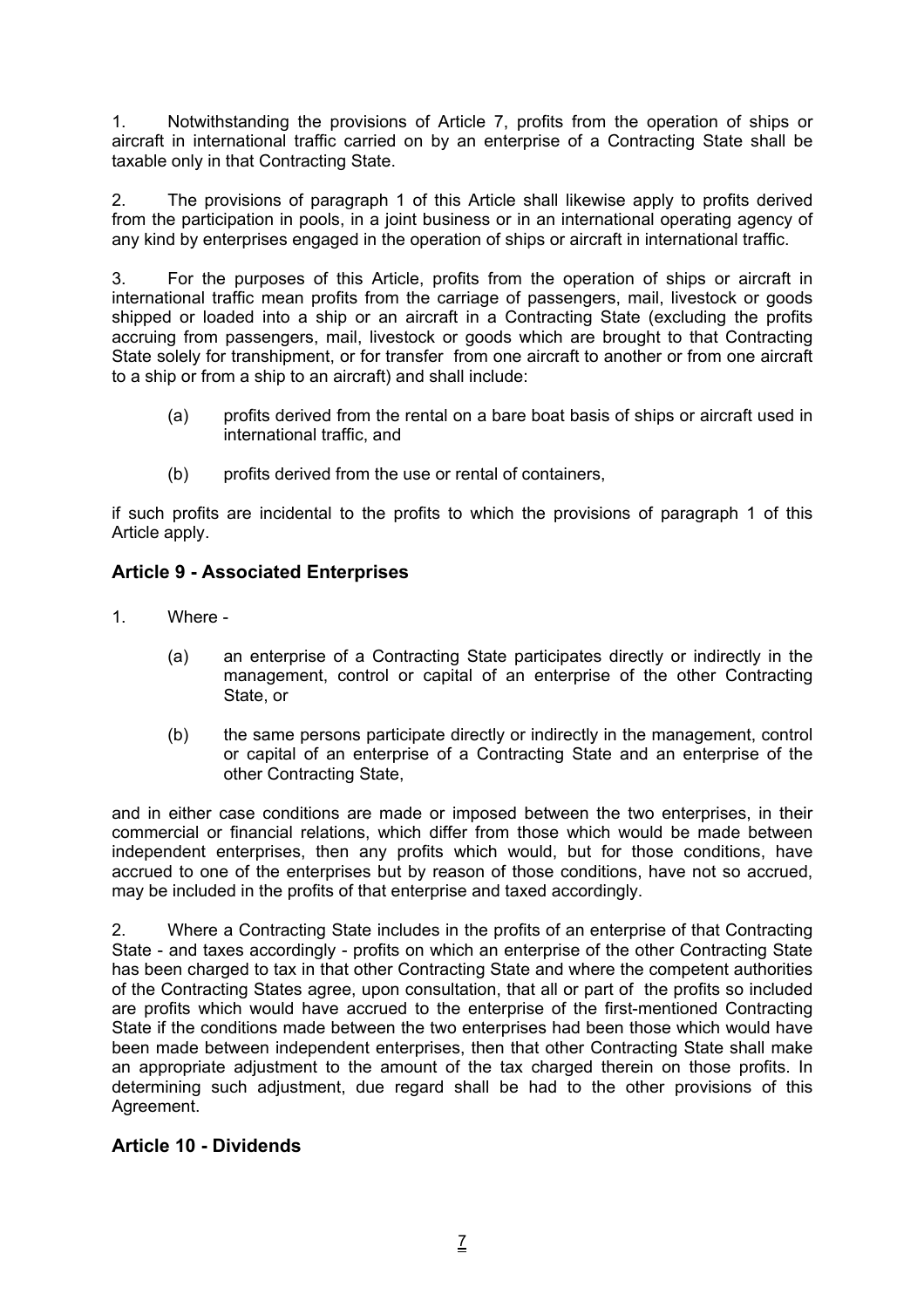1. Notwithstanding the provisions of Article 7, profits from the operation of ships or aircraft in international traffic carried on by an enterprise of a Contracting State shall be taxable only in that Contracting State.

2. The provisions of paragraph 1 of this Article shall likewise apply to profits derived from the participation in pools, in a joint business or in an international operating agency of any kind by enterprises engaged in the operation of ships or aircraft in international traffic.

3. For the purposes of this Article, profits from the operation of ships or aircraft in international traffic mean profits from the carriage of passengers, mail, livestock or goods shipped or loaded into a ship or an aircraft in a Contracting State (excluding the profits accruing from passengers, mail, livestock or goods which are brought to that Contracting State solely for transhipment, or for transfer from one aircraft to another or from one aircraft to a ship or from a ship to an aircraft) and shall include:

   (a) profits derived from the rental on a bare boat basis of ships or aircraft used in international traffic, and

   (b) profits derived from the use or rental of containers,

if such profits are incidental to the profits to which the provisions of paragraph 1 of this Article apply.

## Article 9 - Associated Enterprises

1. Where -

   (a) an enterprise of a Contracting State participates directly or indirectly in the management, control or capital of an enterprise of the other Contracting State, or

   (b) the same persons participate directly or indirectly in the management, control or capital of an enterprise of a Contracting State and an enterprise of the other Contracting State,

and in either case conditions are made or imposed between the two enterprises, in their commercial or financial relations, which differ from those which would be made between independent enterprises, then any profits which would, but for those conditions, have accrued to one of the enterprises but by reason of those conditions, have not so accrued, may be included in the profits of that enterprise and taxed accordingly.

2. Where a Contracting State includes in the profits of an enterprise of that Contracting State - and taxes accordingly - profits on which an enterprise of the other Contracting State has been charged to tax in that other Contracting State and where the competent authorities of the Contracting States agree, upon consultation, that all or part of the profits so included are profits which would have accrued to the enterprise of the first-mentioned Contracting State if the conditions made between the two enterprises had been those which would have been made between independent enterprises, then that other Contracting State shall make an appropriate adjustment to the amount of the tax charged therein on those profits. In determining such adjustment, due regard shall be had to the other provisions of this Agreement.

## Article 10 - Dividends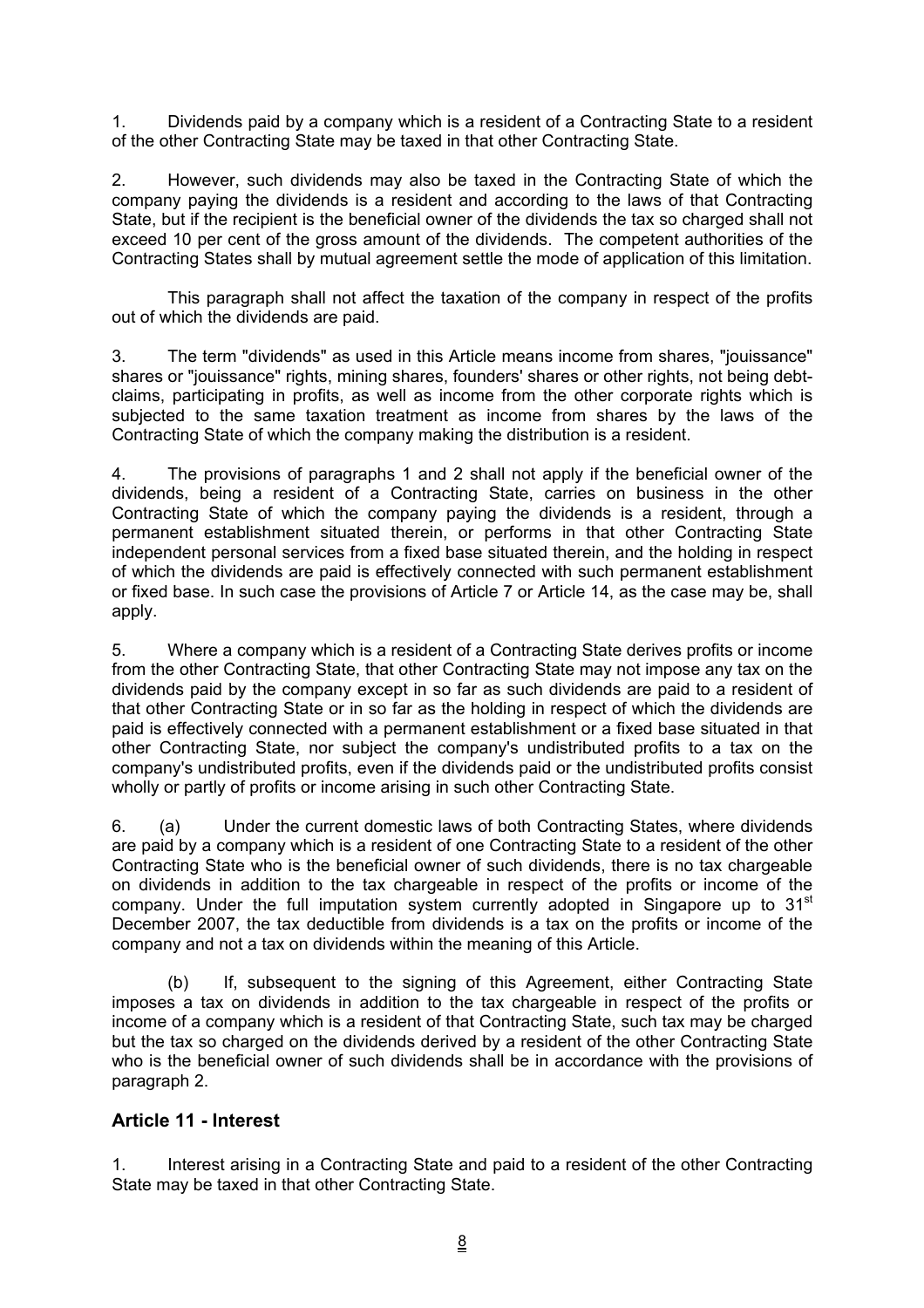1. Dividends paid by a company which is a resident of a Contracting State to a resident of the other Contracting State may be taxed in that other Contracting State.

2. However, such dividends may also be taxed in the Contracting State of which the company paying the dividends is a resident and according to the laws of that Contracting State, but if the recipient is the beneficial owner of the dividends the tax so charged shall not exceed 10 per cent of the gross amount of the dividends. The competent authorities of the Contracting States shall by mutual agreement settle the mode of application of this limitation.

This paragraph shall not affect the taxation of the company in respect of the profits out of which the dividends are paid.

3. The term "dividends" as used in this Article means income from shares, "jouissance" shares or "jouissance" rights, mining shares, founders' shares or other rights, not being debt-claims, participating in profits, as well as income from the other corporate rights which is subjected to the same taxation treatment as income from shares by the laws of the Contracting State of which the company making the distribution is a resident.

4. The provisions of paragraphs 1 and 2 shall not apply if the beneficial owner of the dividends, being a resident of a Contracting State, carries on business in the other Contracting State of which the company paying the dividends is a resident, through a permanent establishment situated therein, or performs in that other Contracting State independent personal services from a fixed base situated therein, and the holding in respect of which the dividends are paid is effectively connected with such permanent establishment or fixed base. In such case the provisions of Article 7 or Article 14, as the case may be, shall apply.

5. Where a company which is a resident of a Contracting State derives profits or income from the other Contracting State, that other Contracting State may not impose any tax on the dividends paid by the company except in so far as such dividends are paid to a resident of that other Contracting State or in so far as the holding in respect of which the dividends are paid is effectively connected with a permanent establishment or a fixed base situated in that other Contracting State, nor subject the company's undistributed profits to a tax on the company's undistributed profits, even if the dividends paid or the undistributed profits consist wholly or partly of profits or income arising in such other Contracting State.

6. (a) Under the current domestic laws of both Contracting States, where dividends are paid by a company which is a resident of one Contracting State to a resident of the other Contracting State who is the beneficial owner of such dividends, there is no tax chargeable on dividends in addition to the tax chargeable in respect of the profits or income of the company. Under the full imputation system currently adopted in Singapore up to 31st December 2007, the tax deductible from dividends is a tax on the profits or income of the company and not a tax on dividends within the meaning of this Article.

(b) If, subsequent to the signing of this Agreement, either Contracting State imposes a tax on dividends in addition to the tax chargeable in respect of the profits or income of a company which is a resident of that Contracting State, such tax may be charged but the tax so charged on the dividends derived by a resident of the other Contracting State who is the beneficial owner of such dividends shall be in accordance with the provisions of paragraph 2.

## Article 11 - Interest

1. Interest arising in a Contracting State and paid to a resident of the other Contracting State may be taxed in that other Contracting State.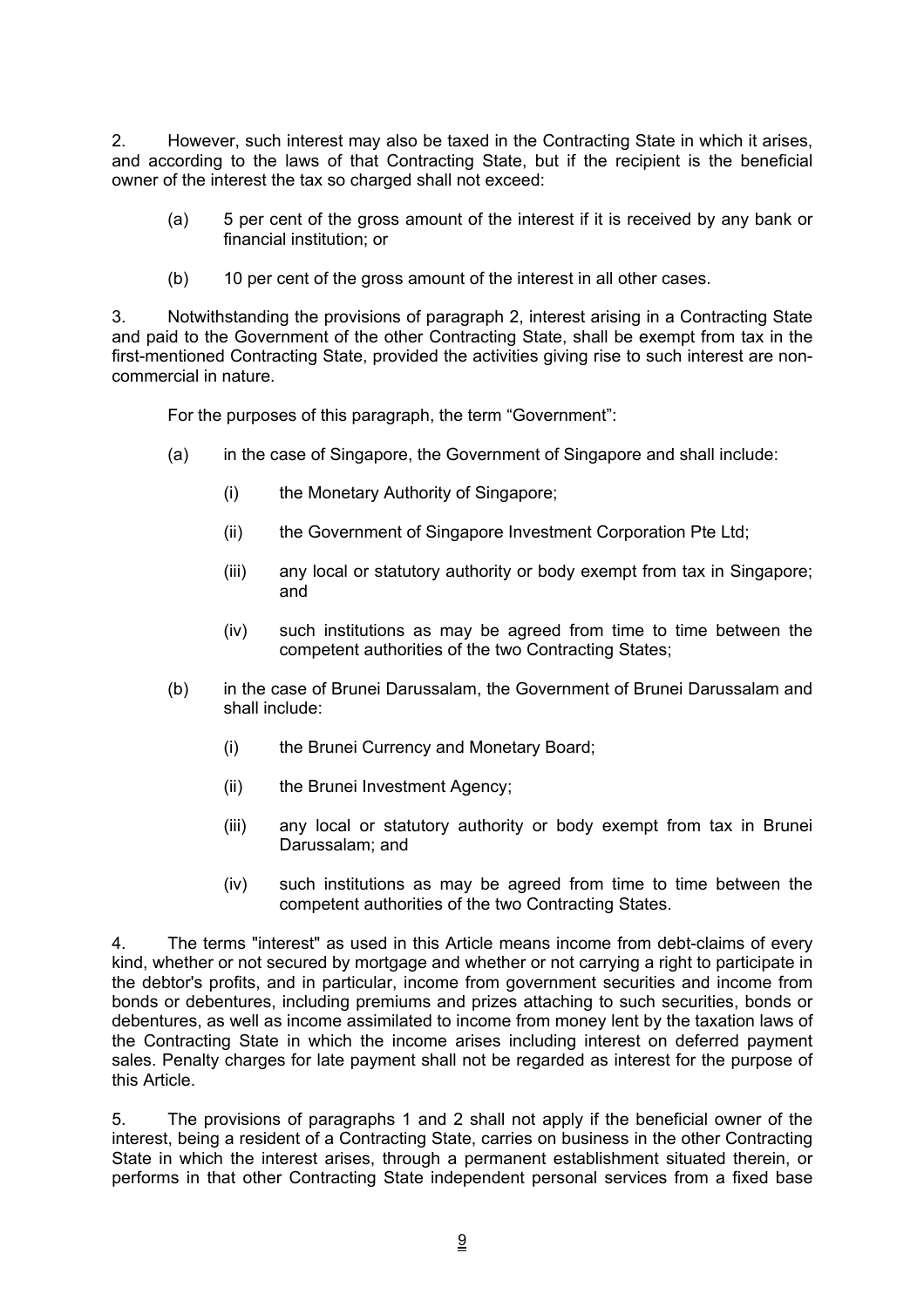2. However, such interest may also be taxed in the Contracting State in which it arises, and according to the laws of that Contracting State, but if the recipient is the beneficial owner of the interest the tax so charged shall not exceed:

(a) 5 per cent of the gross amount of the interest if it is received by any bank or financial institution; or

(b) 10 per cent of the gross amount of the interest in all other cases.

3. Notwithstanding the provisions of paragraph 2, interest arising in a Contracting State and paid to the Government of the other Contracting State, shall be exempt from tax in the first-mentioned Contracting State, provided the activities giving rise to such interest are non-commercial in nature.

For the purposes of this paragraph, the term “Government”:

(a) in the case of Singapore, the Government of Singapore and shall include:

(i) the Monetary Authority of Singapore;

(ii) the Government of Singapore Investment Corporation Pte Ltd;

(iii) any local or statutory authority or body exempt from tax in Singapore; and

(iv) such institutions as may be agreed from time to time between the competent authorities of the two Contracting States;

(b) in the case of Brunei Darussalam, the Government of Brunei Darussalam and shall include:

(i) the Brunei Currency and Monetary Board;

(ii) the Brunei Investment Agency;

(iii) any local or statutory authority or body exempt from tax in Brunei Darussalam; and

(iv) such institutions as may be agreed from time to time between the competent authorities of the two Contracting States.

4. The terms "interest" as used in this Article means income from debt-claims of every kind, whether or not secured by mortgage and whether or not carrying a right to participate in the debtor's profits, and in particular, income from government securities and income from bonds or debentures, including premiums and prizes attaching to such securities, bonds or debentures, as well as income assimilated to income from money lent by the taxation laws of the Contracting State in which the income arises including interest on deferred payment sales. Penalty charges for late payment shall not be regarded as interest for the purpose of this Article.

5. The provisions of paragraphs 1 and 2 shall not apply if the beneficial owner of the interest, being a resident of a Contracting State, carries on business in the other Contracting State in which the interest arises, through a permanent establishment situated therein, or performs in that other Contracting State independent personal services from a fixed base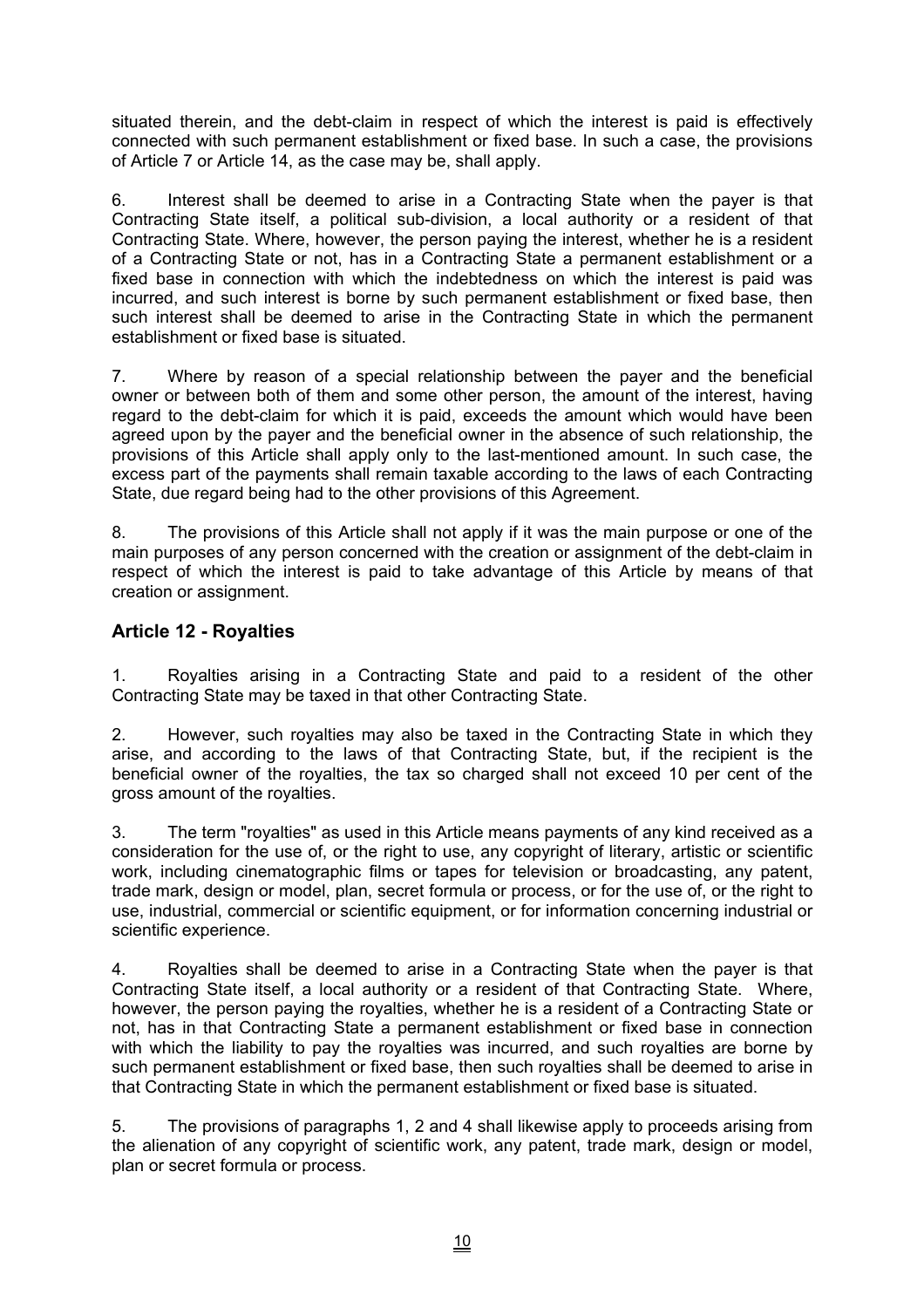situated therein, and the debt-claim in respect of which the interest is paid is effectively connected with such permanent establishment or fixed base. In such a case, the provisions of Article 7 or Article 14, as the case may be, shall apply.

6. Interest shall be deemed to arise in a Contracting State when the payer is that Contracting State itself, a political sub-division, a local authority or a resident of that Contracting State. Where, however, the person paying the interest, whether he is a resident of a Contracting State or not, has in a Contracting State a permanent establishment or a fixed base in connection with which the indebtedness on which the interest is paid was incurred, and such interest is borne by such permanent establishment or fixed base, then such interest shall be deemed to arise in the Contracting State in which the permanent establishment or fixed base is situated.

7. Where by reason of a special relationship between the payer and the beneficial owner or between both of them and some other person, the amount of the interest, having regard to the debt-claim for which it is paid, exceeds the amount which would have been agreed upon by the payer and the beneficial owner in the absence of such relationship, the provisions of this Article shall apply only to the last-mentioned amount. In such case, the excess part of the payments shall remain taxable according to the laws of each Contracting State, due regard being had to the other provisions of this Agreement.

8. The provisions of this Article shall not apply if it was the main purpose or one of the main purposes of any person concerned with the creation or assignment of the debt-claim in respect of which the interest is paid to take advantage of this Article by means of that creation or assignment.

## Article 12 - Royalties

1. Royalties arising in a Contracting State and paid to a resident of the other Contracting State may be taxed in that other Contracting State.

2. However, such royalties may also be taxed in the Contracting State in which they arise, and according to the laws of that Contracting State, but, if the recipient is the beneficial owner of the royalties, the tax so charged shall not exceed 10 per cent of the gross amount of the royalties.

3. The term "royalties" as used in this Article means payments of any kind received as a consideration for the use of, or the right to use, any copyright of literary, artistic or scientific work, including cinematographic films or tapes for television or broadcasting, any patent, trade mark, design or model, plan, secret formula or process, or for the use of, or the right to use, industrial, commercial or scientific equipment, or for information concerning industrial or scientific experience.

4. Royalties shall be deemed to arise in a Contracting State when the payer is that Contracting State itself, a local authority or a resident of that Contracting State. Where, however, the person paying the royalties, whether he is a resident of a Contracting State or not, has in that Contracting State a permanent establishment or fixed base in connection with which the liability to pay the royalties was incurred, and such royalties are borne by such permanent establishment or fixed base, then such royalties shall be deemed to arise in that Contracting State in which the permanent establishment or fixed base is situated.

5. The provisions of paragraphs 1, 2 and 4 shall likewise apply to proceeds arising from the alienation of any copyright of scientific work, any patent, trade mark, design or model, plan or secret formula or process.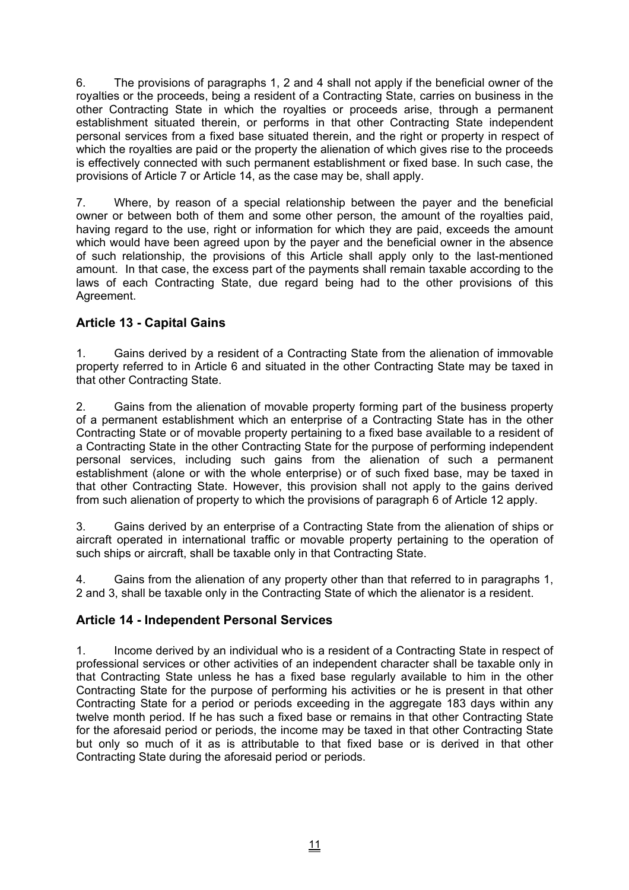6. The provisions of paragraphs 1, 2 and 4 shall not apply if the beneficial owner of the royalties or the proceeds, being a resident of a Contracting State, carries on business in the other Contracting State in which the royalties or proceeds arise, through a permanent establishment situated therein, or performs in that other Contracting State independent personal services from a fixed base situated therein, and the right or property in respect of which the royalties are paid or the property the alienation of which gives rise to the proceeds is effectively connected with such permanent establishment or fixed base. In such case, the provisions of Article 7 or Article 14, as the case may be, shall apply.

7. Where, by reason of a special relationship between the payer and the beneficial owner or between both of them and some other person, the amount of the royalties paid, having regard to the use, right or information for which they are paid, exceeds the amount which would have been agreed upon by the payer and the beneficial owner in the absence of such relationship, the provisions of this Article shall apply only to the last-mentioned amount. In that case, the excess part of the payments shall remain taxable according to the laws of each Contracting State, due regard being had to the other provisions of this Agreement.

## Article 13 - Capital Gains

1. Gains derived by a resident of a Contracting State from the alienation of immovable property referred to in Article 6 and situated in the other Contracting State may be taxed in that other Contracting State.

2. Gains from the alienation of movable property forming part of the business property of a permanent establishment which an enterprise of a Contracting State has in the other Contracting State or of movable property pertaining to a fixed base available to a resident of a Contracting State in the other Contracting State for the purpose of performing independent personal services, including such gains from the alienation of such a permanent establishment (alone or with the whole enterprise) or of such fixed base, may be taxed in that other Contracting State. However, this provision shall not apply to the gains derived from such alienation of property to which the provisions of paragraph 6 of Article 12 apply.

3. Gains derived by an enterprise of a Contracting State from the alienation of ships or aircraft operated in international traffic or movable property pertaining to the operation of such ships or aircraft, shall be taxable only in that Contracting State.

4. Gains from the alienation of any property other than that referred to in paragraphs 1, 2 and 3, shall be taxable only in the Contracting State of which the alienator is a resident.

## Article 14 - Independent Personal Services

1. Income derived by an individual who is a resident of a Contracting State in respect of professional services or other activities of an independent character shall be taxable only in that Contracting State unless he has a fixed base regularly available to him in the other Contracting State for the purpose of performing his activities or he is present in that other Contracting State for a period or periods exceeding in the aggregate 183 days within any twelve month period. If he has such a fixed base or remains in that other Contracting State for the aforesaid period or periods, the income may be taxed in that other Contracting State but only so much of it as is attributable to that fixed base or is derived in that other Contracting State during the aforesaid period or periods.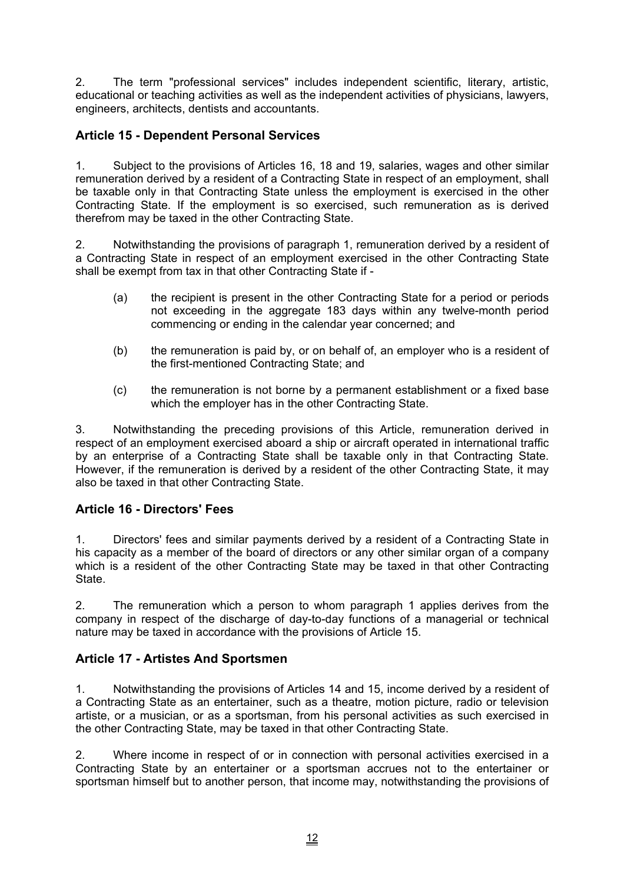2. The term "professional services" includes independent scientific, literary, artistic, educational or teaching activities as well as the independent activities of physicians, lawyers, engineers, architects, dentists and accountants.

### Article 15 - Dependent Personal Services

1. Subject to the provisions of Articles 16, 18 and 19, salaries, wages and other similar remuneration derived by a resident of a Contracting State in respect of an employment, shall be taxable only in that Contracting State unless the employment is exercised in the other Contracting State. If the employment is so exercised, such remuneration as is derived therefrom may be taxed in the other Contracting State.

2. Notwithstanding the provisions of paragraph 1, remuneration derived by a resident of a Contracting State in respect of an employment exercised in the other Contracting State shall be exempt from tax in that other Contracting State if -

   (a) the recipient is present in the other Contracting State for a period or periods not exceeding in the aggregate 183 days within any twelve-month period commencing or ending in the calendar year concerned; and

   (b) the remuneration is paid by, or on behalf of, an employer who is a resident of the first-mentioned Contracting State; and

   (c) the remuneration is not borne by a permanent establishment or a fixed base which the employer has in the other Contracting State.

3. Notwithstanding the preceding provisions of this Article, remuneration derived in respect of an employment exercised aboard a ship or aircraft operated in international traffic by an enterprise of a Contracting State shall be taxable only in that Contracting State. However, if the remuneration is derived by a resident of the other Contracting State, it may also be taxed in that other Contracting State.

### Article 16 - Directors' Fees

1. Directors' fees and similar payments derived by a resident of a Contracting State in his capacity as a member of the board of directors or any other similar organ of a company which is a resident of the other Contracting State may be taxed in that other Contracting State.

2. The remuneration which a person to whom paragraph 1 applies derives from the company in respect of the discharge of day-to-day functions of a managerial or technical nature may be taxed in accordance with the provisions of Article 15.

### Article 17 - Artistes And Sportsmen

1. Notwithstanding the provisions of Articles 14 and 15, income derived by a resident of a Contracting State as an entertainer, such as a theatre, motion picture, radio or television artiste, or a musician, or as a sportsman, from his personal activities as such exercised in the other Contracting State, may be taxed in that other Contracting State.

2. Where income in respect of or in connection with personal activities exercised in a Contracting State by an entertainer or a sportsman accrues not to the entertainer or sportsman himself but to another person, that income may, notwithstanding the provisions of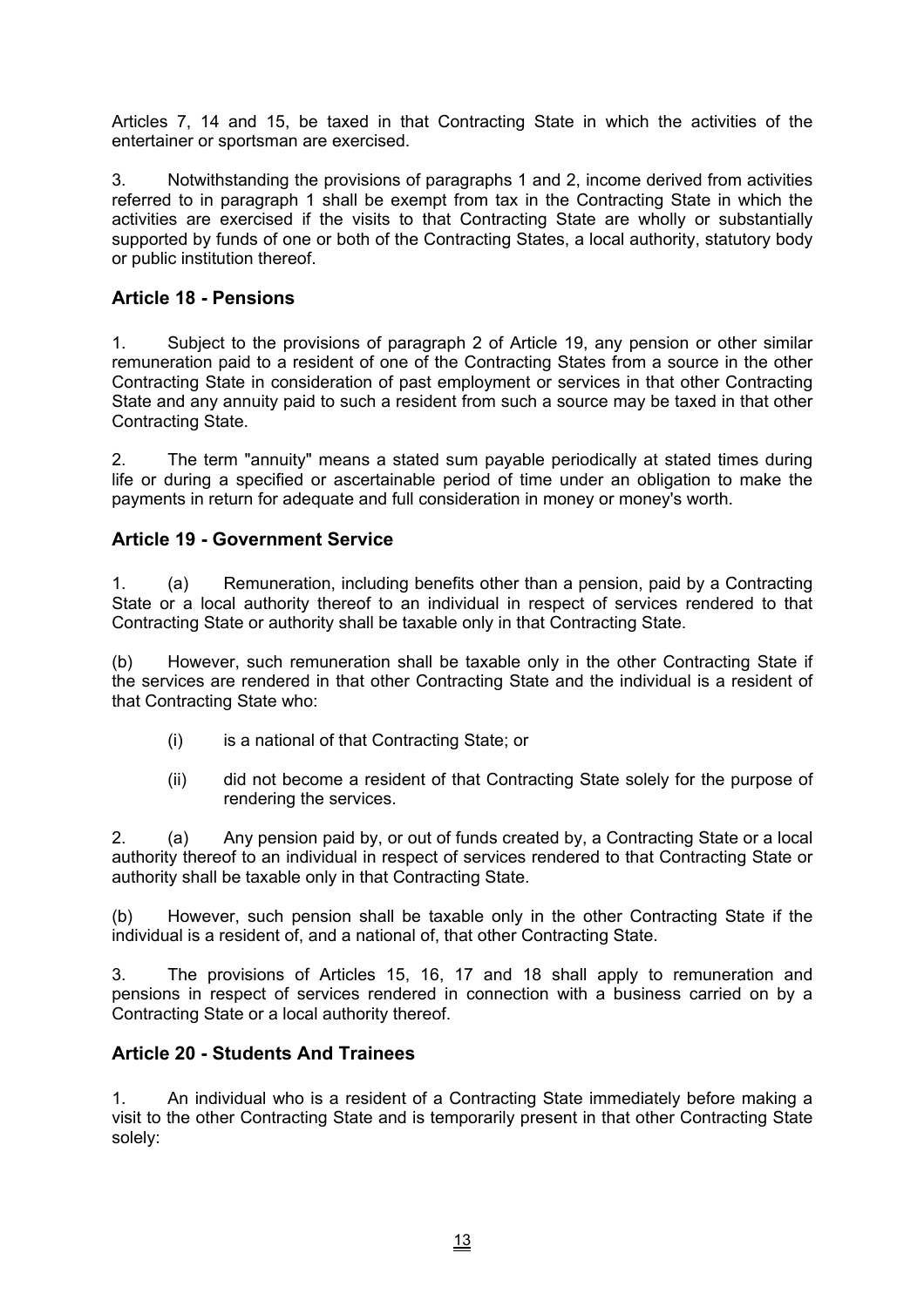Articles 7, 14 and 15, be taxed in that Contracting State in which the activities of the entertainer or sportsman are exercised.

3. Notwithstanding the provisions of paragraphs 1 and 2, income derived from activities referred to in paragraph 1 shall be exempt from tax in the Contracting State in which the activities are exercised if the visits to that Contracting State are wholly or substantially supported by funds of one or both of the Contracting States, a local authority, statutory body or public institution thereof.

### Article 18 - Pensions

1. Subject to the provisions of paragraph 2 of Article 19, any pension or other similar remuneration paid to a resident of one of the Contracting States from a source in the other Contracting State in consideration of past employment or services in that other Contracting State and any annuity paid to such a resident from such a source may be taxed in that other Contracting State.

2. The term "annuity" means a stated sum payable periodically at stated times during life or during a specified or ascertainable period of time under an obligation to make the payments in return for adequate and full consideration in money or money's worth.

### Article 19 - Government Service

1. (a) Remuneration, including benefits other than a pension, paid by a Contracting State or a local authority thereof to an individual in respect of services rendered to that Contracting State or authority shall be taxable only in that Contracting State.

(b) However, such remuneration shall be taxable only in the other Contracting State if the services are rendered in that other Contracting State and the individual is a resident of that Contracting State who:

- (i) is a national of that Contracting State; or
- (ii) did not become a resident of that Contracting State solely for the purpose of rendering the services.

2. (a) Any pension paid by, or out of funds created by, a Contracting State or a local authority thereof to an individual in respect of services rendered to that Contracting State or authority shall be taxable only in that Contracting State.

(b) However, such pension shall be taxable only in the other Contracting State if the individual is a resident of, and a national of, that other Contracting State.

3. The provisions of Articles 15, 16, 17 and 18 shall apply to remuneration and pensions in respect of services rendered in connection with a business carried on by a Contracting State or a local authority thereof.

### Article 20 - Students And Trainees

1. An individual who is a resident of a Contracting State immediately before making a visit to the other Contracting State and is temporarily present in that other Contracting State solely: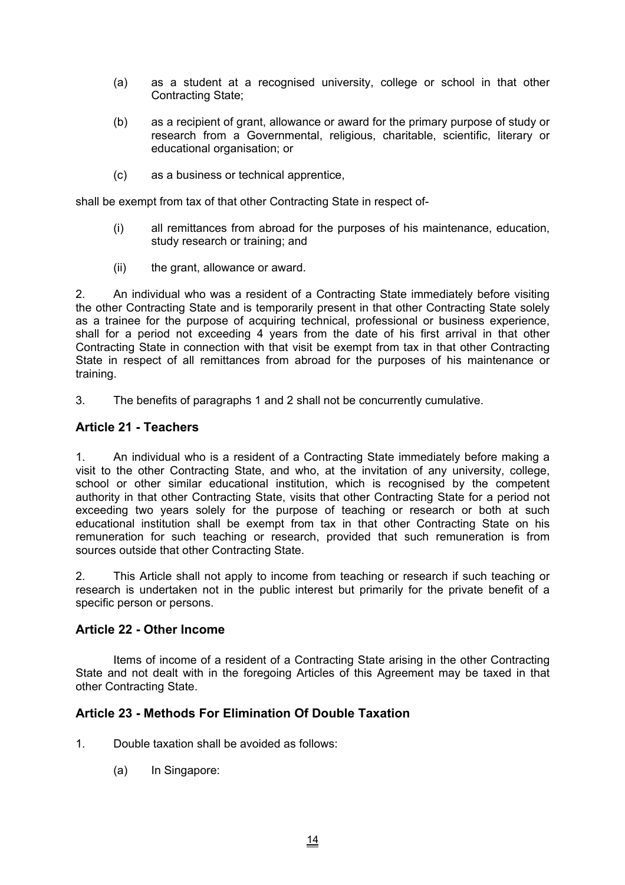(a) as a student at a recognised university, college or school in that other Contracting State;

(b) as a recipient of grant, allowance or award for the primary purpose of study or research from a Governmental, religious, charitable, scientific, literary or educational organisation; or

(c) as a business or technical apprentice,

shall be exempt from tax of that other Contracting State in respect of-

(i) all remittances from abroad for the purposes of his maintenance, education, study research or training; and

(ii) the grant, allowance or award.

2. An individual who was a resident of a Contracting State immediately before visiting the other Contracting State and is temporarily present in that other Contracting State solely as a trainee for the purpose of acquiring technical, professional or business experience, shall for a period not exceeding 4 years from the date of his first arrival in that other Contracting State in connection with that visit be exempt from tax in that other Contracting State in respect of all remittances from abroad for the purposes of his maintenance or training.

3. The benefits of paragraphs 1 and 2 shall not be concurrently cumulative.

### Article 21 - Teachers

1. An individual who is a resident of a Contracting State immediately before making a visit to the other Contracting State, and who, at the invitation of any university, college, school or other similar educational institution, which is recognised by the competent authority in that other Contracting State, visits that other Contracting State for a period not exceeding two years solely for the purpose of teaching or research or both at such educational institution shall be exempt from tax in that other Contracting State on his remuneration for such teaching or research, provided that such remuneration is from sources outside that other Contracting State.

2. This Article shall not apply to income from teaching or research if such teaching or research is undertaken not in the public interest but primarily for the private benefit of a specific person or persons.

### Article 22 - Other Income

Items of income of a resident of a Contracting State arising in the other Contracting State and not dealt with in the foregoing Articles of this Agreement may be taxed in that other Contracting State.

### Article 23 - Methods For Elimination Of Double Taxation

1. Double taxation shall be avoided as follows:

   (a) In Singapore: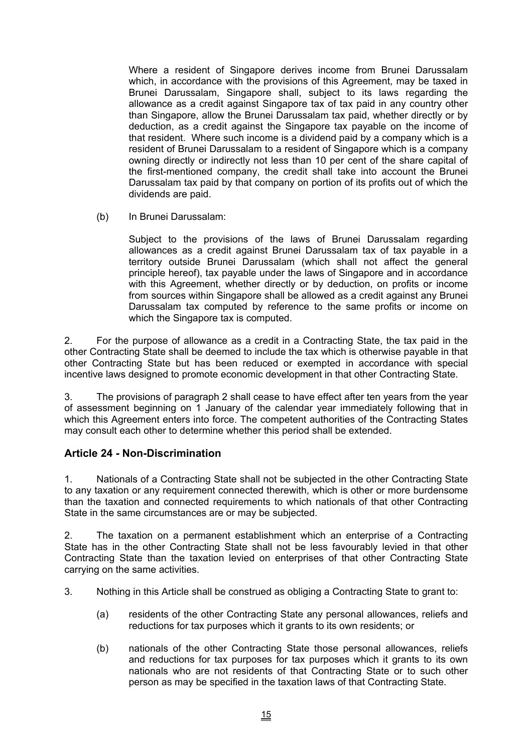Where a resident of Singapore derives income from Brunei Darussalam which, in accordance with the provisions of this Agreement, may be taxed in Brunei Darussalam, Singapore shall, subject to its laws regarding the allowance as a credit against Singapore tax of tax paid in any country other than Singapore, allow the Brunei Darussalam tax paid, whether directly or by deduction, as a credit against the Singapore tax payable on the income of that resident. Where such income is a dividend paid by a company which is a resident of Brunei Darussalam to a resident of Singapore which is a company owning directly or indirectly not less than 10 per cent of the share capital of the first-mentioned company, the credit shall take into account the Brunei Darussalam tax paid by that company on portion of its profits out of which the dividends are paid.

(b) In Brunei Darussalam:

Subject to the provisions of the laws of Brunei Darussalam regarding allowances as a credit against Brunei Darussalam tax of tax payable in a territory outside Brunei Darussalam (which shall not affect the general principle hereof), tax payable under the laws of Singapore and in accordance with this Agreement, whether directly or by deduction, on profits or income from sources within Singapore shall be allowed as a credit against any Brunei Darussalam tax computed by reference to the same profits or income on which the Singapore tax is computed.

2. For the purpose of allowance as a credit in a Contracting State, the tax paid in the other Contracting State shall be deemed to include the tax which is otherwise payable in that other Contracting State but has been reduced or exempted in accordance with special incentive laws designed to promote economic development in that other Contracting State.

3. The provisions of paragraph 2 shall cease to have effect after ten years from the year of assessment beginning on 1 January of the calendar year immediately following that in which this Agreement enters into force. The competent authorities of the Contracting States may consult each other to determine whether this period shall be extended.

## Article 24 - Non-Discrimination

1. Nationals of a Contracting State shall not be subjected in the other Contracting State to any taxation or any requirement connected therewith, which is other or more burdensome than the taxation and connected requirements to which nationals of that other Contracting State in the same circumstances are or may be subjected.

2. The taxation on a permanent establishment which an enterprise of a Contracting State has in the other Contracting State shall not be less favourably levied in that other Contracting State than the taxation levied on enterprises of that other Contracting State carrying on the same activities.

3. Nothing in this Article shall be construed as obliging a Contracting State to grant to:

(a) residents of the other Contracting State any personal allowances, reliefs and reductions for tax purposes which it grants to its own residents; or

(b) nationals of the other Contracting State those personal allowances, reliefs and reductions for tax purposes for tax purposes which it grants to its own nationals who are not residents of that Contracting State or to such other person as may be specified in the taxation laws of that Contracting State.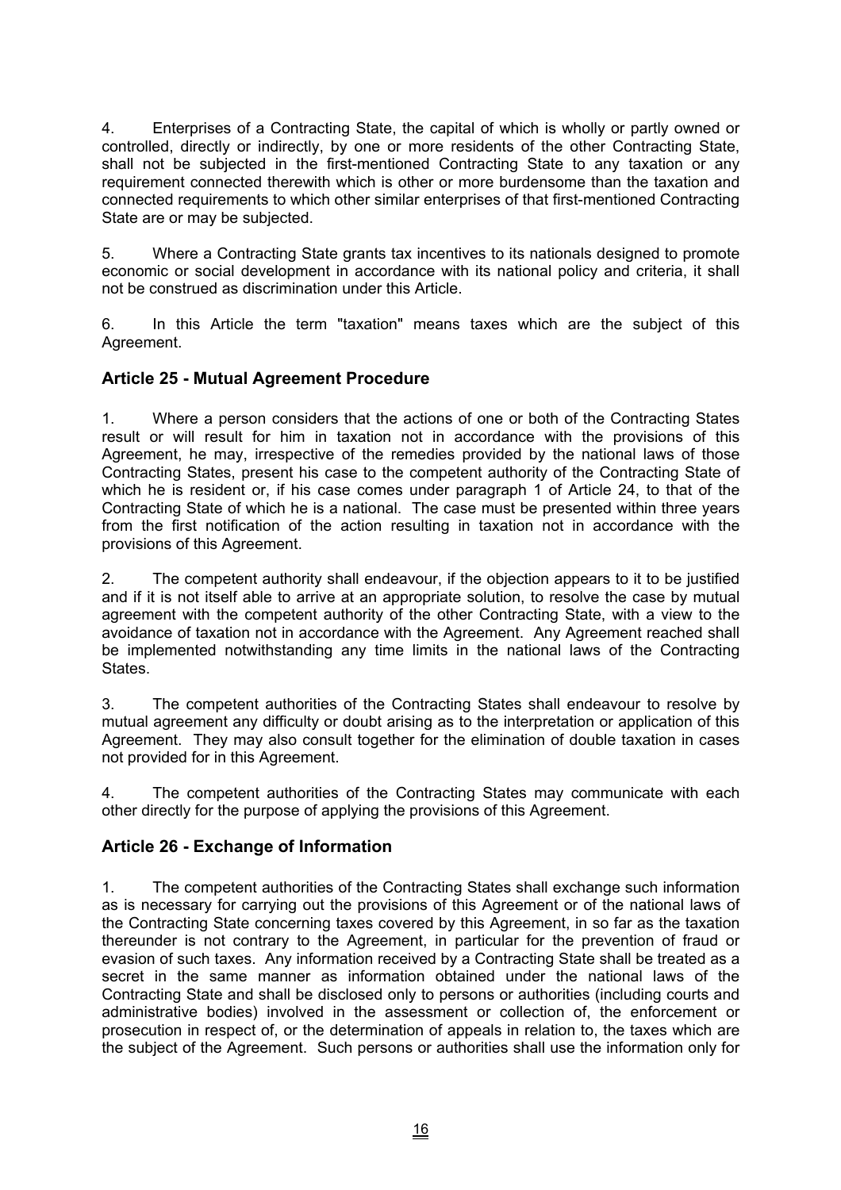4. Enterprises of a Contracting State, the capital of which is wholly or partly owned or controlled, directly or indirectly, by one or more residents of the other Contracting State, shall not be subjected in the first-mentioned Contracting State to any taxation or any requirement connected therewith which is other or more burdensome than the taxation and connected requirements to which other similar enterprises of that first-mentioned Contracting State are or may be subjected.

5. Where a Contracting State grants tax incentives to its nationals designed to promote economic or social development in accordance with its national policy and criteria, it shall not be construed as discrimination under this Article.

6. In this Article the term "taxation" means taxes which are the subject of this Agreement.

### Article 25 - Mutual Agreement Procedure

1. Where a person considers that the actions of one or both of the Contracting States result or will result for him in taxation not in accordance with the provisions of this Agreement, he may, irrespective of the remedies provided by the national laws of those Contracting States, present his case to the competent authority of the Contracting State of which he is resident or, if his case comes under paragraph 1 of Article 24, to that of the Contracting State of which he is a national. The case must be presented within three years from the first notification of the action resulting in taxation not in accordance with the provisions of this Agreement.

2. The competent authority shall endeavour, if the objection appears to it to be justified and if it is not itself able to arrive at an appropriate solution, to resolve the case by mutual agreement with the competent authority of the other Contracting State, with a view to the avoidance of taxation not in accordance with the Agreement. Any Agreement reached shall be implemented notwithstanding any time limits in the national laws of the Contracting States.

3. The competent authorities of the Contracting States shall endeavour to resolve by mutual agreement any difficulty or doubt arising as to the interpretation or application of this Agreement. They may also consult together for the elimination of double taxation in cases not provided for in this Agreement.

4. The competent authorities of the Contracting States may communicate with each other directly for the purpose of applying the provisions of this Agreement.

### Article 26 - Exchange of Information

1. The competent authorities of the Contracting States shall exchange such information as is necessary for carrying out the provisions of this Agreement or of the national laws of the Contracting State concerning taxes covered by this Agreement, in so far as the taxation thereunder is not contrary to the Agreement, in particular for the prevention of fraud or evasion of such taxes. Any information received by a Contracting State shall be treated as a secret in the same manner as information obtained under the national laws of the Contracting State and shall be disclosed only to persons or authorities (including courts and administrative bodies) involved in the assessment or collection of, the enforcement or prosecution in respect of, or the determination of appeals in relation to, the taxes which are the subject of the Agreement. Such persons or authorities shall use the information only for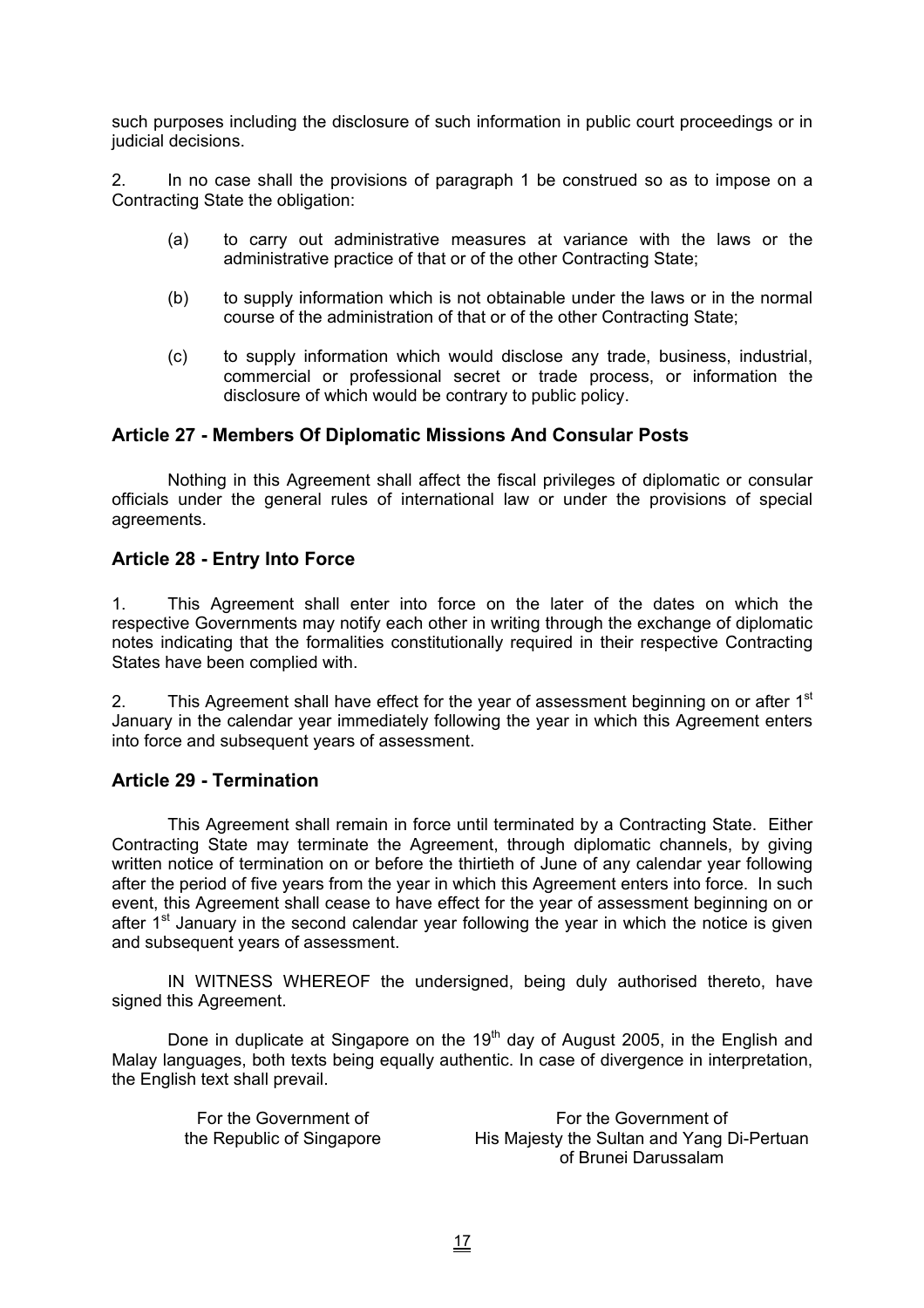such purposes including the disclosure of such information in public court proceedings or in judicial decisions.

2. In no case shall the provisions of paragraph 1 be construed so as to impose on a Contracting State the obligation:

(a) to carry out administrative measures at variance with the laws or the administrative practice of that or of the other Contracting State;

(b) to supply information which is not obtainable under the laws or in the normal course of the administration of that or of the other Contracting State;

(c) to supply information which would disclose any trade, business, industrial, commercial or professional secret or trade process, or information the disclosure of which would be contrary to public policy.

### Article 27 - Members Of Diplomatic Missions And Consular Posts

Nothing in this Agreement shall affect the fiscal privileges of diplomatic or consular officials under the general rules of international law or under the provisions of special agreements.

### Article 28 - Entry Into Force

1. This Agreement shall enter into force on the later of the dates on which the respective Governments may notify each other in writing through the exchange of diplomatic notes indicating that the formalities constitutionally required in their respective Contracting States have been complied with.

2. This Agreement shall have effect for the year of assessment beginning on or after 1st January in the calendar year immediately following the year in which this Agreement enters into force and subsequent years of assessment.

### Article 29 - Termination

This Agreement shall remain in force until terminated by a Contracting State. Either Contracting State may terminate the Agreement, through diplomatic channels, by giving written notice of termination on or before the thirtieth of June of any calendar year following after the period of five years from the year in which this Agreement enters into force. In such event, this Agreement shall cease to have effect for the year of assessment beginning on or after 1st January in the second calendar year following the year in which the notice is given and subsequent years of assessment.

IN WITNESS WHEREOF the undersigned, being duly authorised thereto, have signed this Agreement.

Done in duplicate at Singapore on the 19th day of August 2005, in the English and Malay languages, both texts being equally authentic. In case of divergence in interpretation, the English text shall prevail.

| For the Government of the Republic of Singapore | For the Government of His Majesty the Sultan and Yang Di-Pertuan of Brunei Darussalam |
|---|---|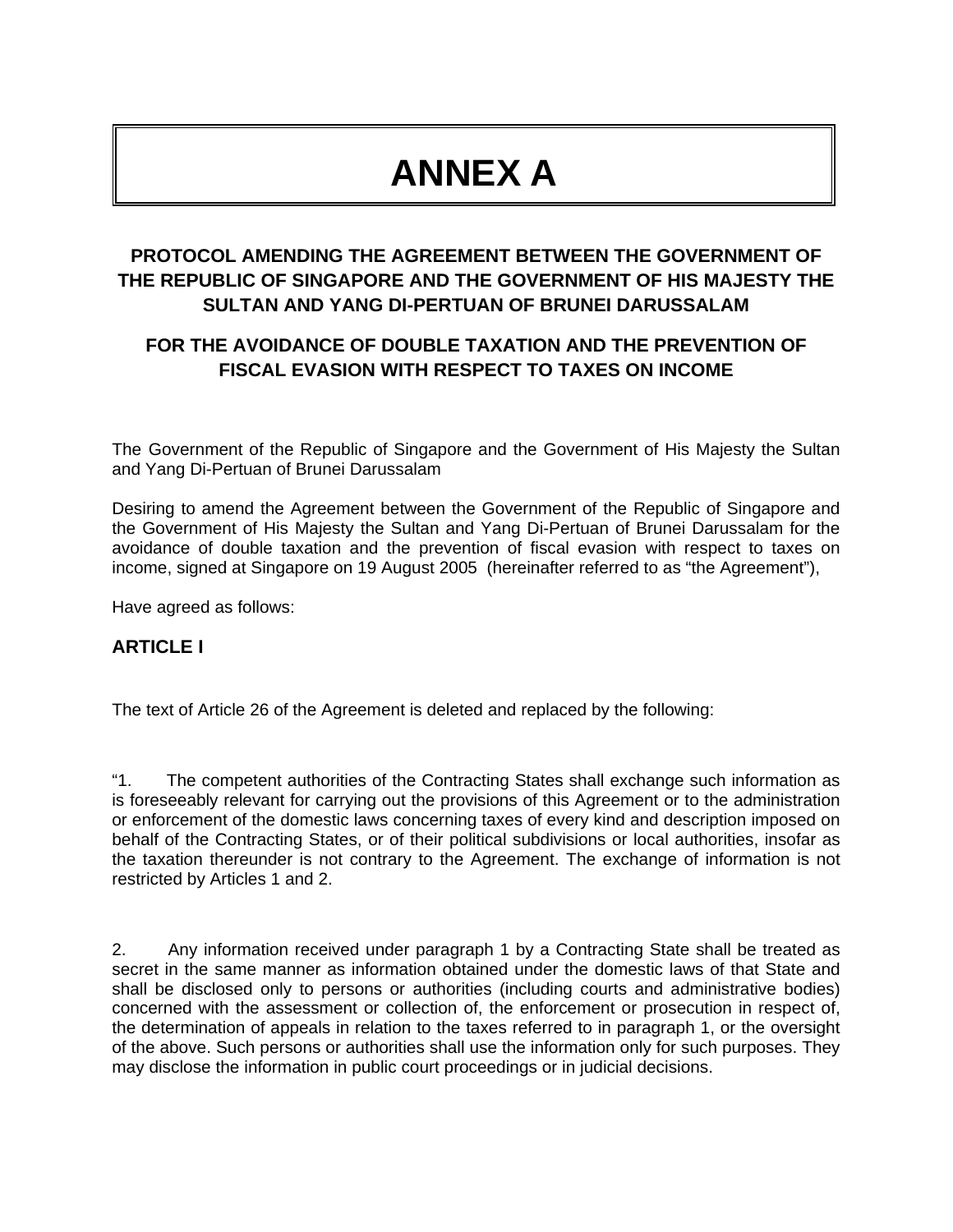# ANNEX A

## PROTOCOL AMENDING THE AGREEMENT BETWEEN THE GOVERNMENT OF THE REPUBLIC OF SINGAPORE AND THE GOVERNMENT OF HIS MAJESTY THE SULTAN AND YANG DI-PERTUAN OF BRUNEI DARUSSALAM

## FOR THE AVOIDANCE OF DOUBLE TAXATION AND THE PREVENTION OF FISCAL EVASION WITH RESPECT TO TAXES ON INCOME

The Government of the Republic of Singapore and the Government of His Majesty the Sultan and Yang Di-Pertuan of Brunei Darussalam

Desiring to amend the Agreement between the Government of the Republic of Singapore and the Government of His Majesty the Sultan and Yang Di-Pertuan of Brunei Darussalam for the avoidance of double taxation and the prevention of fiscal evasion with respect to taxes on income, signed at Singapore on 19 August 2005 (hereinafter referred to as "the Agreement"),

Have agreed as follows:

### ARTICLE I

The text of Article 26 of the Agreement is deleted and replaced by the following:

"1. The competent authorities of the Contracting States shall exchange such information as is foreseeably relevant for carrying out the provisions of this Agreement or to the administration or enforcement of the domestic laws concerning taxes of every kind and description imposed on behalf of the Contracting States, or of their political subdivisions or local authorities, insofar as the taxation thereunder is not contrary to the Agreement. The exchange of information is not restricted by Articles 1 and 2.

2. Any information received under paragraph 1 by a Contracting State shall be treated as secret in the same manner as information obtained under the domestic laws of that State and shall be disclosed only to persons or authorities (including courts and administrative bodies) concerned with the assessment or collection of, the enforcement or prosecution in respect of, the determination of appeals in relation to the taxes referred to in paragraph 1, or the oversight of the above. Such persons or authorities shall use the information only for such purposes. They may disclose the information in public court proceedings or in judicial decisions.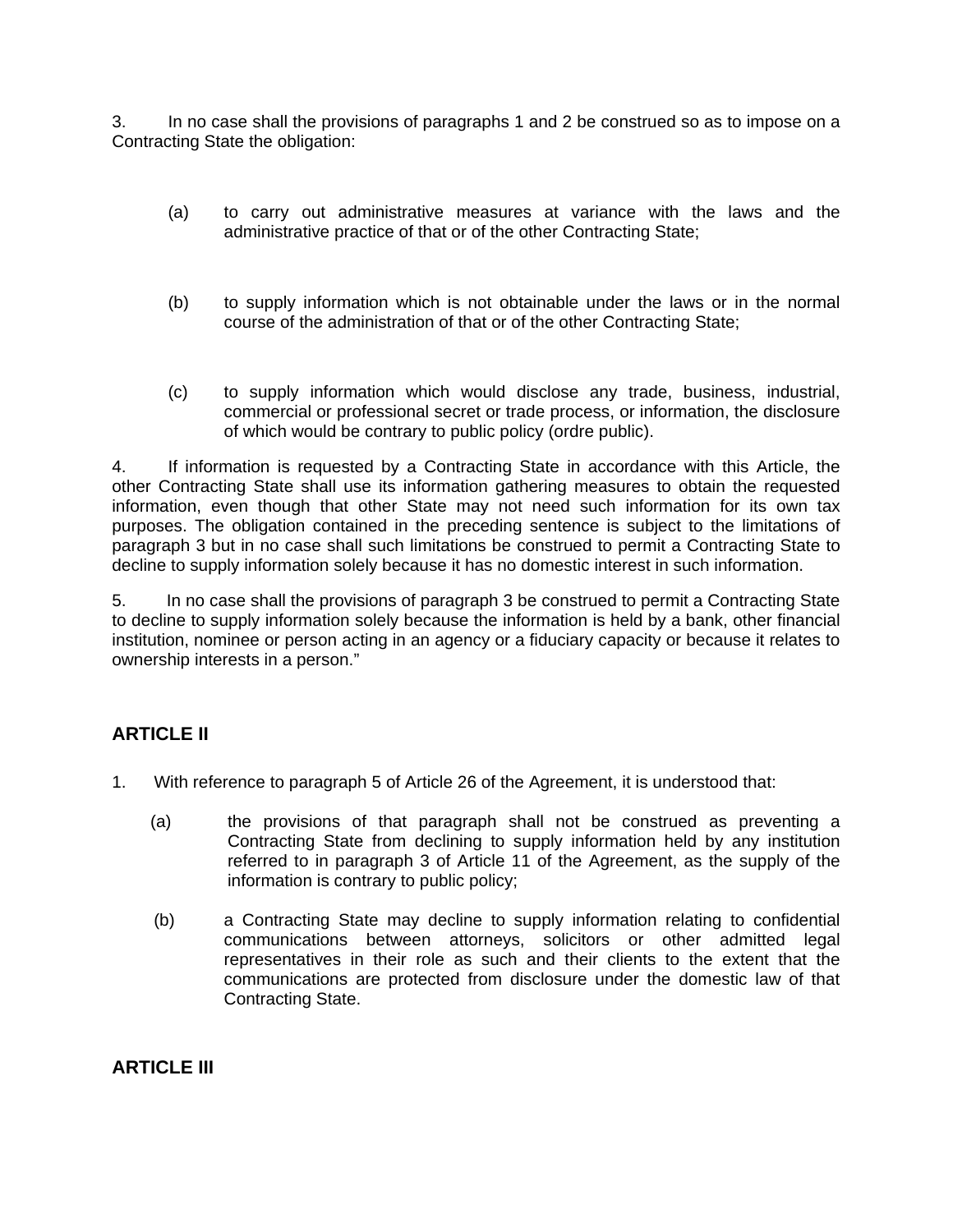3. In no case shall the provisions of paragraphs 1 and 2 be construed so as to impose on a Contracting State the obligation:

(a) to carry out administrative measures at variance with the laws and the administrative practice of that or of the other Contracting State;

(b) to supply information which is not obtainable under the laws or in the normal course of the administration of that or of the other Contracting State;

(c) to supply information which would disclose any trade, business, industrial, commercial or professional secret or trade process, or information, the disclosure of which would be contrary to public policy (ordre public).

4. If information is requested by a Contracting State in accordance with this Article, the other Contracting State shall use its information gathering measures to obtain the requested information, even though that other State may not need such information for its own tax purposes. The obligation contained in the preceding sentence is subject to the limitations of paragraph 3 but in no case shall such limitations be construed to permit a Contracting State to decline to supply information solely because it has no domestic interest in such information.

5. In no case shall the provisions of paragraph 3 be construed to permit a Contracting State to decline to supply information solely because the information is held by a bank, other financial institution, nominee or person acting in an agency or a fiduciary capacity or because it relates to ownership interests in a person."

## ARTICLE II

1. With reference to paragraph 5 of Article 26 of the Agreement, it is understood that:

(a) the provisions of that paragraph shall not be construed as preventing a Contracting State from declining to supply information held by any institution referred to in paragraph 3 of Article 11 of the Agreement, as the supply of the information is contrary to public policy;

(b) a Contracting State may decline to supply information relating to confidential communications between attorneys, solicitors or other admitted legal representatives in their role as such and their clients to the extent that the communications are protected from disclosure under the domestic law of that Contracting State.

## ARTICLE III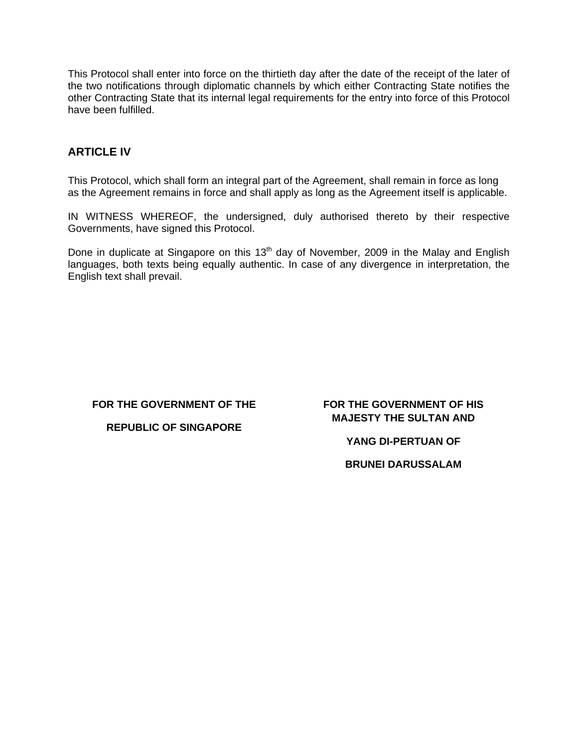This Protocol shall enter into force on the thirtieth day after the date of the receipt of the later of the two notifications through diplomatic channels by which either Contracting State notifies the other Contracting State that its internal legal requirements for the entry into force of this Protocol have been fulfilled.

## ARTICLE IV

This Protocol, which shall form an integral part of the Agreement, shall remain in force as long as the Agreement remains in force and shall apply as long as the Agreement itself is applicable.

IN WITNESS WHEREOF, the undersigned, duly authorised thereto by their respective Governments, have signed this Protocol.

Done in duplicate at Singapore on this 13th day of November, 2009 in the Malay and English languages, both texts being equally authentic. In case of any divergence in interpretation, the English text shall prevail.

| | |
|---|---|
| **FOR THE GOVERNMENT OF THE REPUBLIC OF SINGAPORE** | **FOR THE GOVERNMENT OF HIS MAJESTY THE SULTAN AND YANG DI-PERTUAN OF BRUNEI DARUSSALAM** |